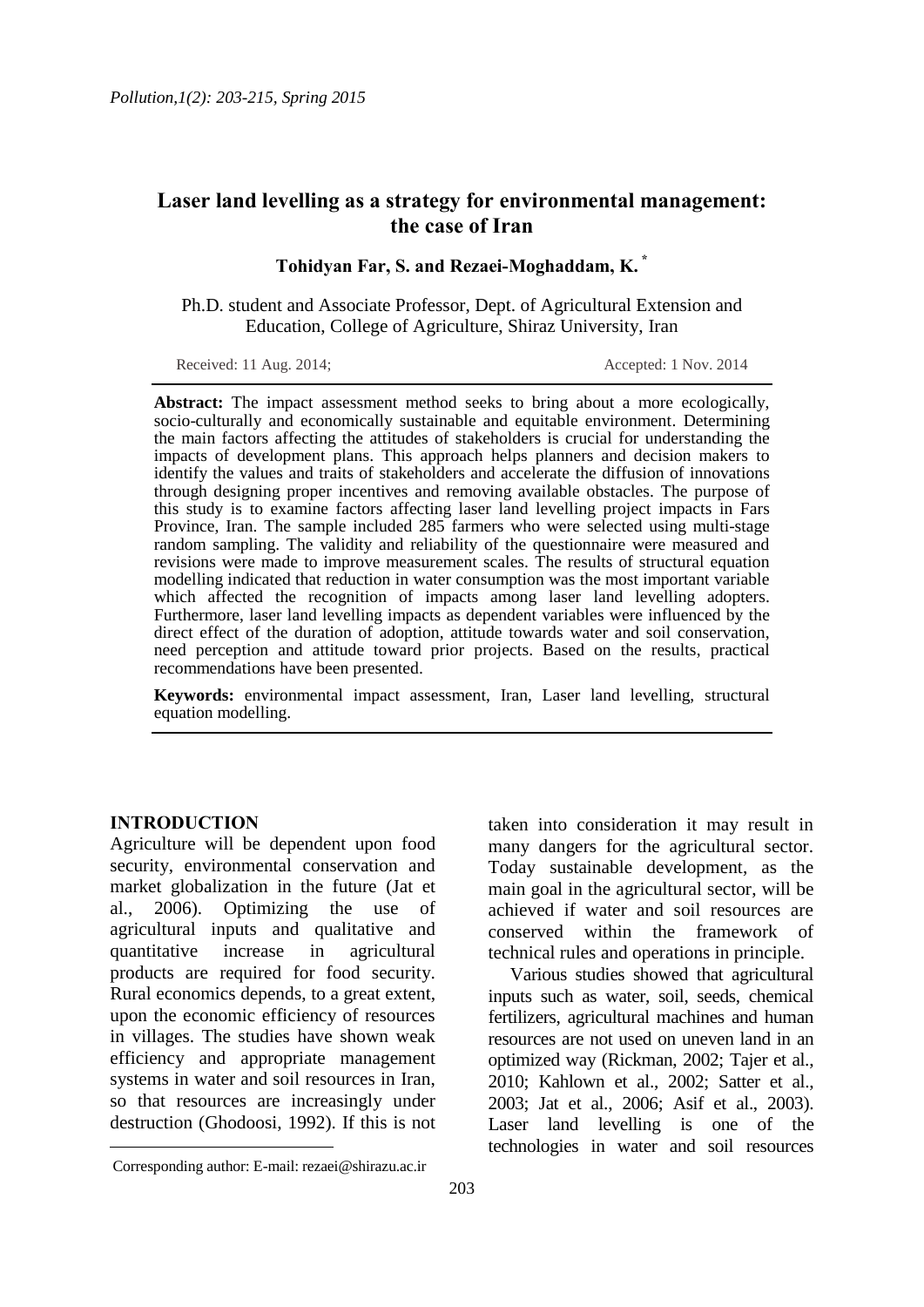# Laser land levelling as a strategy for environmental management: the case of Iran

**Tohidyan Far, S. and Rezaei-Moghaddam, K.** [*]

Ph.D. student and Associate Professor, Dept. of Agricultural Extension and Education, College of Agriculture, Shiraz University, Iran

Received: 11 Aug. 2014; Accepted: 1 Nov. 2014

**Abstract:** The impact assessment method seeks to bring about a more ecologically, socio-culturally and economically sustainable and equitable environment. Determining the main factors affecting the attitudes of stakeholders is crucial for understanding the impacts of development plans. This approach helps planners and decision makers to identify the values and traits of stakeholders and accelerate the diffusion of innovations through designing proper incentives and removing available obstacles. The purpose of this study is to examine factors affecting laser land levelling project impacts in Fars Province, Iran. The sample included 285 farmers who were selected using multi-stage random sampling. The validity and reliability of the questionnaire were measured and revisions were made to improve measurement scales. The results of structural equation modelling indicated that reduction in water consumption was the most important variable which affected the recognition of impacts among laser land levelling adopters. Furthermore, laser land levelling impacts as dependent variables were influenced by the direct effect of the duration of adoption, attitude towards water and soil conservation, need perception and attitude toward prior projects. Based on the results, practical recommendations have been presented.

**Keywords:** environmental impact assessment, Iran, Laser land levelling, structural equation modelling.

## INTRODUCTION

Agriculture will be dependent upon food security, environmental conservation and market globalization in the future (Jat et al., 2006). Optimizing the use of agricultural inputs and qualitative and quantitative increase in agricultural products are required for food security. Rural economics depends, to a great extent, upon the economic efficiency of resources in villages. The studies have shown weak efficiency and appropriate management systems in water and soil resources in Iran, so that resources are increasingly under destruction (Ghodoosi, 1992). If this is not taken into consideration it may result in many dangers for the agricultural sector. Today sustainable development, as the main goal in the agricultural sector, will be achieved if water and soil resources are conserved within the framework of technical rules and operations in principle.

Various studies showed that agricultural inputs such as water, soil, seeds, chemical fertilizers, agricultural machines and human resources are not used on uneven land in an optimized way (Rickman, 2002; Tajer et al., 2010; Kahlown et al., 2002; Satter et al., 2003; Jat et al., 2006; Asif et al., 2003). Laser land levelling is one of the technologies in water and soil resources

Corresponding author: E-mail: rezaei@shirazu.ac.ir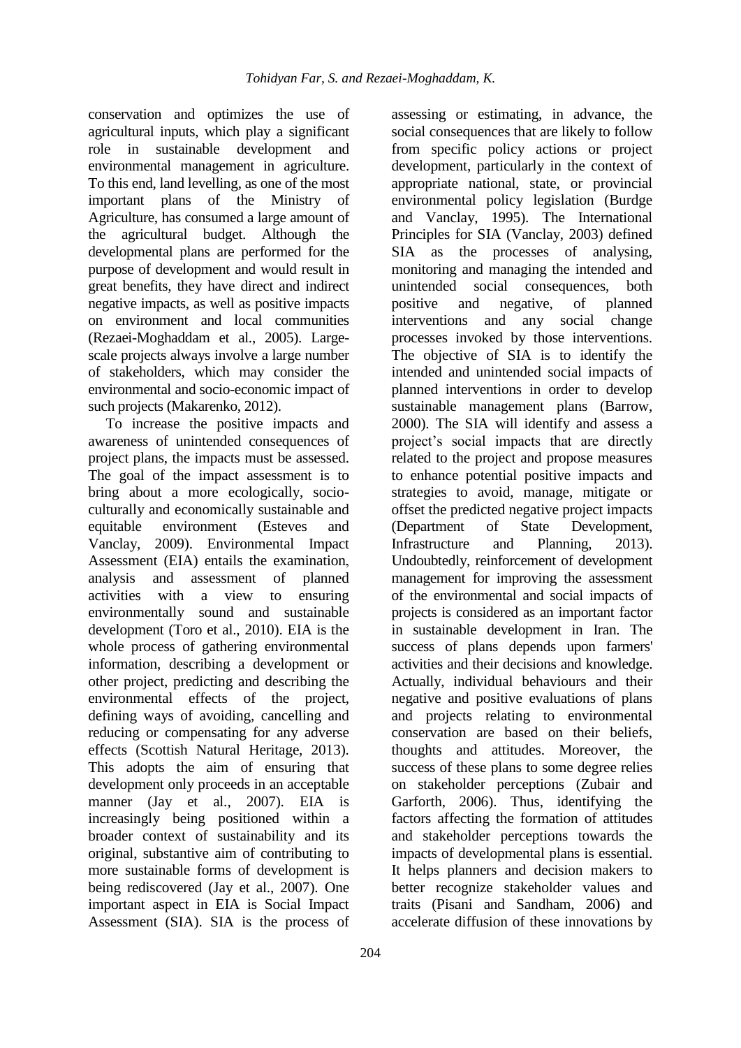conservation and optimizes the use of agricultural inputs, which play a significant role in sustainable development and environmental management in agriculture. To this end, land levelling, as one of the most important plans of the Ministry of Agriculture, has consumed a large amount of the agricultural budget. Although the developmental plans are performed for the purpose of development and would result in great benefits, they have direct and indirect negative impacts, as well as positive impacts on environment and local communities (Rezaei-Moghaddam et al., 2005). Large-scale projects always involve a large number of stakeholders, which may consider the environmental and socio-economic impact of such projects (Makarenko, 2012).

To increase the positive impacts and awareness of unintended consequences of project plans, the impacts must be assessed. The goal of the impact assessment is to bring about a more ecologically, socio-culturally and economically sustainable and equitable environment (Esteves and Vanclay, 2009). Environmental Impact Assessment (EIA) entails the examination, analysis and assessment of planned activities with a view to ensuring environmentally sound and sustainable development (Toro et al., 2010). EIA is the whole process of gathering environmental information, describing a development or other project, predicting and describing the environmental effects of the project, defining ways of avoiding, cancelling and reducing or compensating for any adverse effects (Scottish Natural Heritage, 2013). This adopts the aim of ensuring that development only proceeds in an acceptable manner (Jay et al., 2007). EIA is increasingly being positioned within a broader context of sustainability and its original, substantive aim of contributing to more sustainable forms of development is being rediscovered (Jay et al., 2007). One important aspect in EIA is Social Impact Assessment (SIA). SIA is the process of assessing or estimating, in advance, the social consequences that are likely to follow from specific policy actions or project development, particularly in the context of appropriate national, state, or provincial environmental policy legislation (Burdge and Vanclay, 1995). The International Principles for SIA (Vanclay, 2003) defined SIA as the processes of analysing, monitoring and managing the intended and unintended social consequences, both positive and negative, of planned interventions and any social change processes invoked by those interventions. The objective of SIA is to identify the intended and unintended social impacts of planned interventions in order to develop sustainable management plans (Barrow, 2000). The SIA will identify and assess a project's social impacts that are directly related to the project and propose measures to enhance potential positive impacts and strategies to avoid, manage, mitigate or offset the predicted negative project impacts (Department of State Development, Infrastructure and Planning, 2013). Undoubtedly, reinforcement of development management for improving the assessment of the environmental and social impacts of projects is considered as an important factor in sustainable development in Iran. The success of plans depends upon farmers' activities and their decisions and knowledge. Actually, individual behaviours and their negative and positive evaluations of plans and projects relating to environmental conservation are based on their beliefs, thoughts and attitudes. Moreover, the success of these plans to some degree relies on stakeholder perceptions (Zubair and Garforth, 2006). Thus, identifying the factors affecting the formation of attitudes and stakeholder perceptions towards the impacts of developmental plans is essential. It helps planners and decision makers to better recognize stakeholder values and traits (Pisani and Sandham, 2006) and accelerate diffusion of these innovations by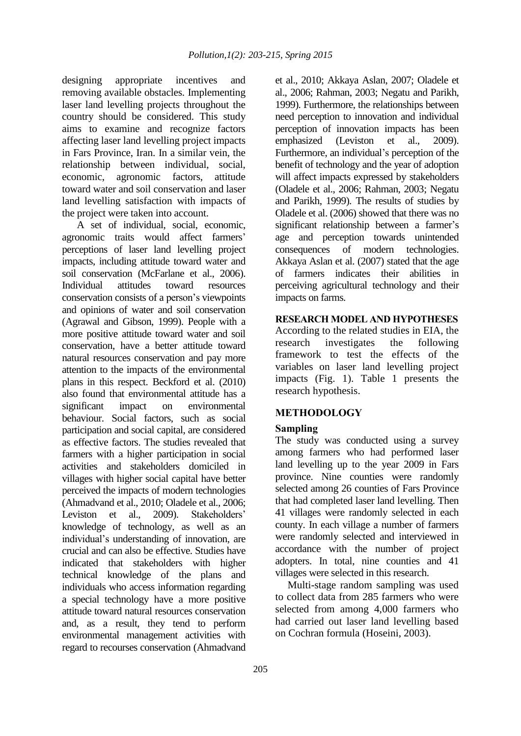designing appropriate incentives and removing available obstacles. Implementing laser land levelling projects throughout the country should be considered. This study aims to examine and recognize factors affecting laser land levelling project impacts in Fars Province, Iran. In a similar vein, the relationship between individual, social, economic, agronomic factors, attitude toward water and soil conservation and laser land levelling satisfaction with impacts of the project were taken into account.

A set of individual, social, economic, agronomic traits would affect farmers' perceptions of laser land levelling project impacts, including attitude toward water and soil conservation (McFarlane et al., 2006). Individual attitudes toward resources conservation consists of a person's viewpoints and opinions of water and soil conservation (Agrawal and Gibson, 1999). People with a more positive attitude toward water and soil conservation, have a better attitude toward natural resources conservation and pay more attention to the impacts of the environmental plans in this respect. Beckford et al. (2010) also found that environmental attitude has a significant impact on environmental behaviour. Social factors, such as social participation and social capital, are considered as effective factors. The studies revealed that farmers with a higher participation in social activities and stakeholders domiciled in villages with higher social capital have better perceived the impacts of modern technologies (Ahmadvand et al., 2010; Oladele et al., 2006; Leviston et al., 2009). Stakeholders' knowledge of technology, as well as an individual's understanding of innovation, are crucial and can also be effective. Studies have indicated that stakeholders with higher technical knowledge of the plans and individuals who access information regarding a special technology have a more positive attitude toward natural resources conservation and, as a result, they tend to perform environmental management activities with regard to recourses conservation (Ahmadvand et al., 2010; Akkaya Aslan, 2007; Oladele et al., 2006; Rahman, 2003; Negatu and Parikh, 1999). Furthermore, the relationships between need perception to innovation and individual perception of innovation impacts has been emphasized (Leviston et al., 2009). Furthermore, an individual's perception of the benefit of technology and the year of adoption will affect impacts expressed by stakeholders (Oladele et al., 2006; Rahman, 2003; Negatu and Parikh, 1999). The results of studies by Oladele et al. (2006) showed that there was no significant relationship between a farmer's age and perception towards unintended consequences of modern technologies. Akkaya Aslan et al. (2007) stated that the age of farmers indicates their abilities in perceiving agricultural technology and their impacts on farms.

## RESEARCH MODEL AND HYPOTHESES

According to the related studies in EIA, the research investigates the following framework to test the effects of the variables on laser land levelling project impacts (Fig. 1). Table 1 presents the research hypothesis.

## METHODOLOGY

### Sampling

The study was conducted using a survey among farmers who had performed laser land levelling up to the year 2009 in Fars province. Nine counties were randomly selected among 26 counties of Fars Province that had completed laser land levelling. Then 41 villages were randomly selected in each county. In each village a number of farmers were randomly selected and interviewed in accordance with the number of project adopters. In total, nine counties and 41 villages were selected in this research.

Multi-stage random sampling was used to collect data from 285 farmers who were selected from among 4,000 farmers who had carried out laser land levelling based on Cochran formula (Hoseini, 2003).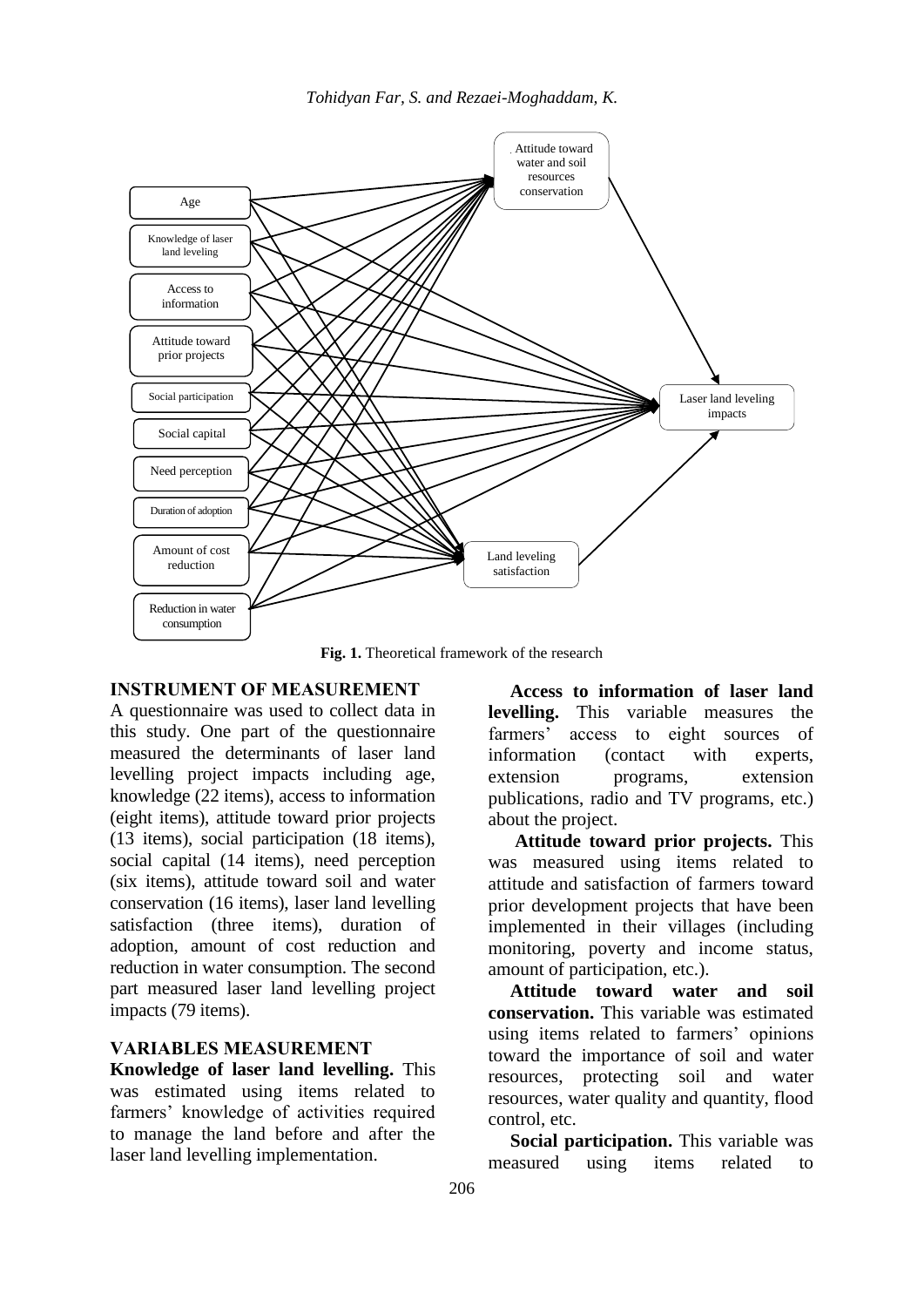Fig. 1. Theoretical framework of the research

## INSTRUMENT OF MEASUREMENT

A questionnaire was used to collect data in this study. One part of the questionnaire measured the determinants of laser land levelling project impacts including age, knowledge (22 items), access to information (eight items), attitude toward prior projects (13 items), social participation (18 items), social capital (14 items), need perception (six items), attitude toward soil and water conservation (16 items), laser land levelling satisfaction (three items), duration of adoption, amount of cost reduction and reduction in water consumption. The second part measured laser land levelling project impacts (79 items).

## VARIABLES MEASUREMENT

**Knowledge of laser land levelling.** This was estimated using items related to farmers' knowledge of activities required to manage the land before and after the laser land levelling implementation.

**Access to information of laser land levelling.** This variable measures the farmers' access to eight sources of information (contact with experts, extension programs, extension publications, radio and TV programs, etc.) about the project.

**Attitude toward prior projects.** This was measured using items related to attitude and satisfaction of farmers toward prior development projects that have been implemented in their villages (including monitoring, poverty and income status, amount of participation, etc.).

**Attitude toward water and soil conservation.** This variable was estimated using items related to farmers' opinions toward the importance of soil and water resources, protecting soil and water resources, water quality and quantity, flood control, etc.

**Social participation.** This variable was measured using items related to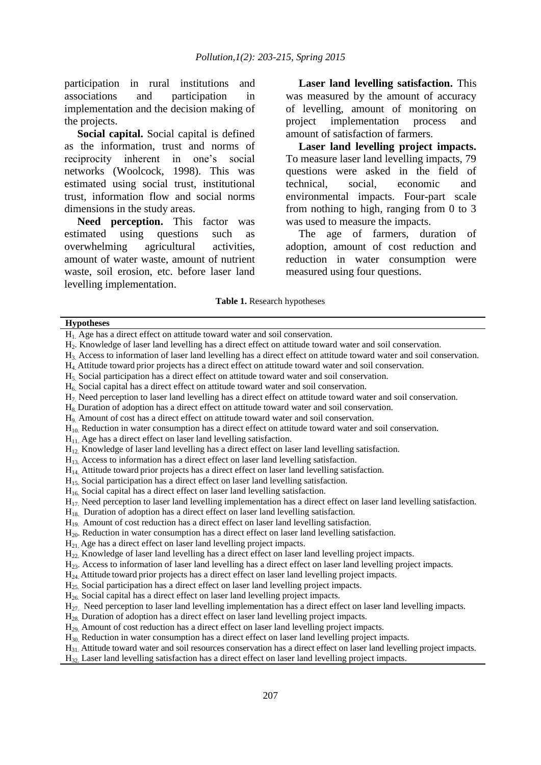participation in rural institutions and associations and participation in implementation and the decision making of the projects.

**Social capital.** Social capital is defined as the information, trust and norms of reciprocity inherent in one's social networks (Woolcock, 1998). This was estimated using social trust, institutional trust, information flow and social norms dimensions in the study areas.

**Need perception.** This factor was estimated using questions such as overwhelming agricultural activities, amount of water waste, amount of nutrient waste, soil erosion, etc. before laser land levelling implementation.

**Laser land levelling satisfaction.** This was measured by the amount of accuracy of levelling, amount of monitoring on project implementation process and amount of satisfaction of farmers.

**Laser land levelling project impacts.** To measure laser land levelling impacts, 79 questions were asked in the field of technical, social, economic and environmental impacts. Four-part scale from nothing to high, ranging from 0 to 3 was used to measure the impacts.

The age of farmers, duration of adoption, amount of cost reduction and reduction in water consumption were measured using four questions.

**Table 1.** Research hypotheses

| Hypotheses |
|---|
| $H_1$. Age has a direct effect on attitude toward water and soil conservation. |
| $H_2$. Knowledge of laser land levelling has a direct effect on attitude toward water and soil conservation. |
| $H_3$. Access to information of laser land levelling has a direct effect on attitude toward water and soil conservation. |
| $H_4$. Attitude toward prior projects has a direct effect on attitude toward water and soil conservation. |
| $H_5$. Social participation has a direct effect on attitude toward water and soil conservation. |
| $H_6$. Social capital has a direct effect on attitude toward water and soil conservation. |
| $H_7$. Need perception to laser land levelling has a direct effect on attitude toward water and soil conservation. |
| $H_8$. Duration of adoption has a direct effect on attitude toward water and soil conservation. |
| $H_9$. Amount of cost has a direct effect on attitude toward water and soil conservation. |
| $H_{10}$. Reduction in water consumption has a direct effect on attitude toward water and soil conservation. |
| $H_{11}$. Age has a direct effect on laser land levelling satisfaction. |
| $H_{12}$. Knowledge of laser land levelling has a direct effect on laser land levelling satisfaction. |
| $H_{13}$. Access to information has a direct effect on laser land levelling satisfaction. |
| $H_{14}$. Attitude toward prior projects has a direct effect on laser land levelling satisfaction. |
| $H_{15}$. Social participation has a direct effect on laser land levelling satisfaction. |
| $H_{16}$. Social capital has a direct effect on laser land levelling satisfaction. |
| $H_{17}$. Need perception to laser land levelling implementation has a direct effect on laser land levelling satisfaction. |
| $H_{18}$. Duration of adoption has a direct effect on laser land levelling satisfaction. |
| $H_{19}$. Amount of cost reduction has a direct effect on laser land levelling satisfaction. |
| $H_{20}$. Reduction in water consumption has a direct effect on laser land levelling satisfaction. |
| $H_{21}$. Age has a direct effect on laser land levelling project impacts. |
| $H_{22}$. Knowledge of laser land levelling has a direct effect on laser land levelling project impacts. |
| $H_{23}$. Access to information of laser land levelling has a direct effect on laser land levelling project impacts. |
| $H_{24}$. Attitude toward prior projects has a direct effect on laser land levelling project impacts. |
| $H_{25}$. Social participation has a direct effect on laser land levelling project impacts. |
| $H_{26}$. Social capital has a direct effect on laser land levelling project impacts. |
| $H_{27}$. Need perception to laser land levelling implementation has a direct effect on laser land levelling impacts. |
| $H_{28}$. Duration of adoption has a direct effect on laser land levelling project impacts. |
| $H_{29}$. Amount of cost reduction has a direct effect on laser land levelling project impacts. |
| $H_{30}$. Reduction in water consumption has a direct effect on laser land levelling project impacts. |
| $H_{31}$. Attitude toward water and soil resources conservation has a direct effect on laser land levelling project impacts. |
| $H_{32}$. Laser land levelling satisfaction has a direct effect on laser land levelling project impacts. |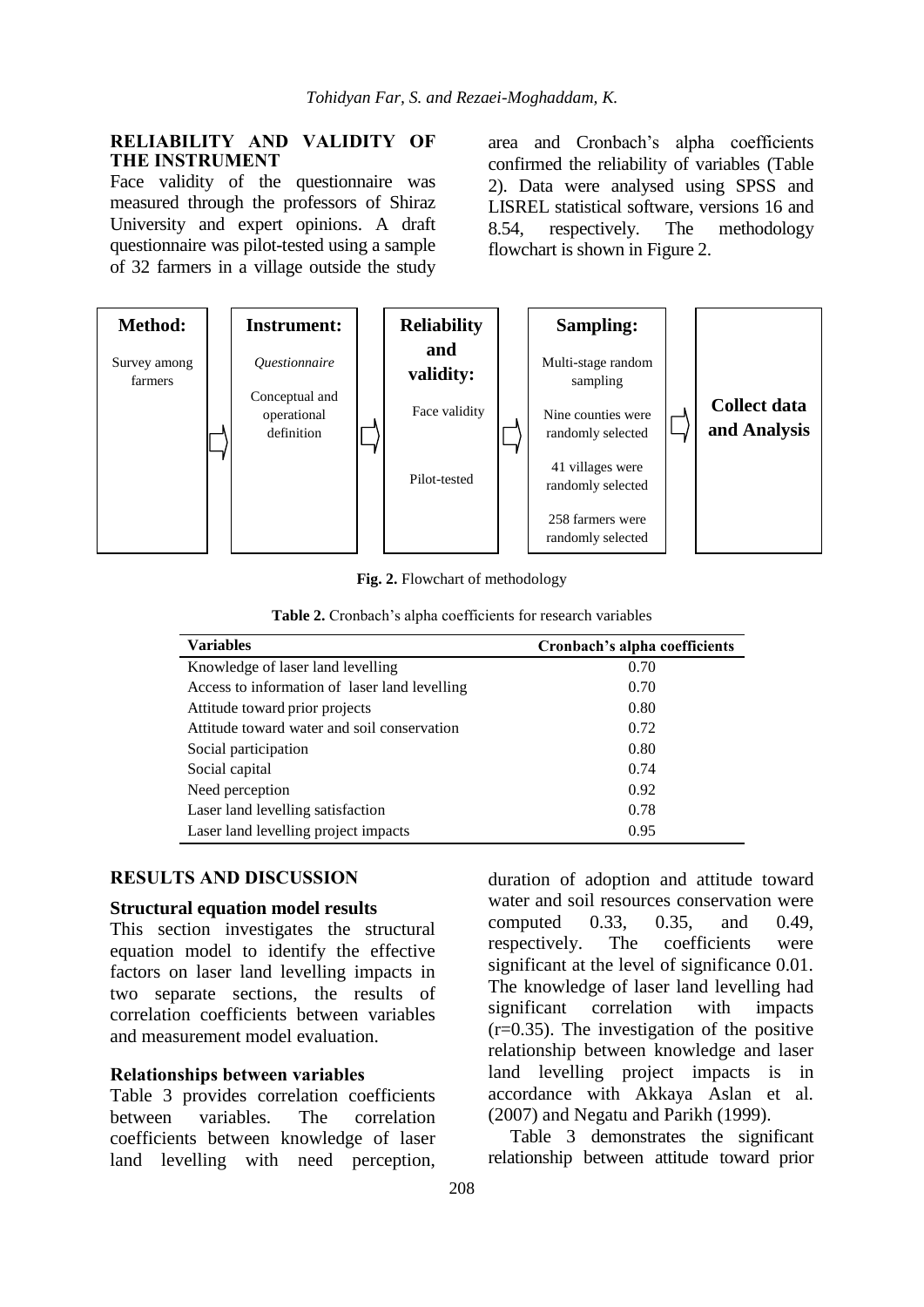## RELIABILITY AND VALIDITY OF THE INSTRUMENT

Face validity of the questionnaire was measured through the professors of Shiraz University and expert opinions. A draft questionnaire was pilot-tested using a sample of 32 farmers in a village outside the study area and Cronbach's alpha coefficients confirmed the reliability of variables (Table 2). Data were analysed using SPSS and LISREL statistical software, versions 16 and 8.54, respectively. The methodology flowchart is shown in Figure 2.

| **Method:** | **Instrument:** | **Reliability and validity:** | **Sampling:** | **Collect data and Analysis** |
|---|---|---|---|---|
| Survey among farmers | *Questionnaire*<br>Conceptual and operational definition | Face validity<br>Pilot-tested | Multi-stage random sampling<br>Nine counties were randomly selected<br>41 villages were randomly selected<br>258 farmers were randomly selected | |

**Fig. 2.** Flowchart of methodology

**Table 2.** Cronbach's alpha coefficients for research variables

| Variables | Cronbach's alpha coefficients |
|---|---|
| Knowledge of laser land levelling | 0.70 |
| Access to information of laser land levelling | 0.70 |
| Attitude toward prior projects | 0.80 |
| Attitude toward water and soil conservation | 0.72 |
| Social participation | 0.80 |
| Social capital | 0.74 |
| Need perception | 0.92 |
| Laser land levelling satisfaction | 0.78 |
| Laser land levelling project impacts | 0.95 |

## RESULTS AND DISCUSSION

### Structural equation model results

This section investigates the structural equation model to identify the effective factors on laser land levelling impacts in two separate sections, the results of correlation coefficients between variables and measurement model evaluation.

### Relationships between variables

Table 3 provides correlation coefficients between variables. The correlation coefficients between knowledge of laser land levelling with need perception, duration of adoption and attitude toward water and soil resources conservation were computed 0.33, 0.35, and 0.49, respectively. The coefficients were significant at the level of significance 0.01. The knowledge of laser land levelling had significant correlation with impacts ($r=0.35$). The investigation of the positive relationship between knowledge and laser land levelling project impacts is in accordance with Akkaya Aslan et al. (2007) and Negatu and Parikh (1999).

Table 3 demonstrates the significant relationship between attitude toward prior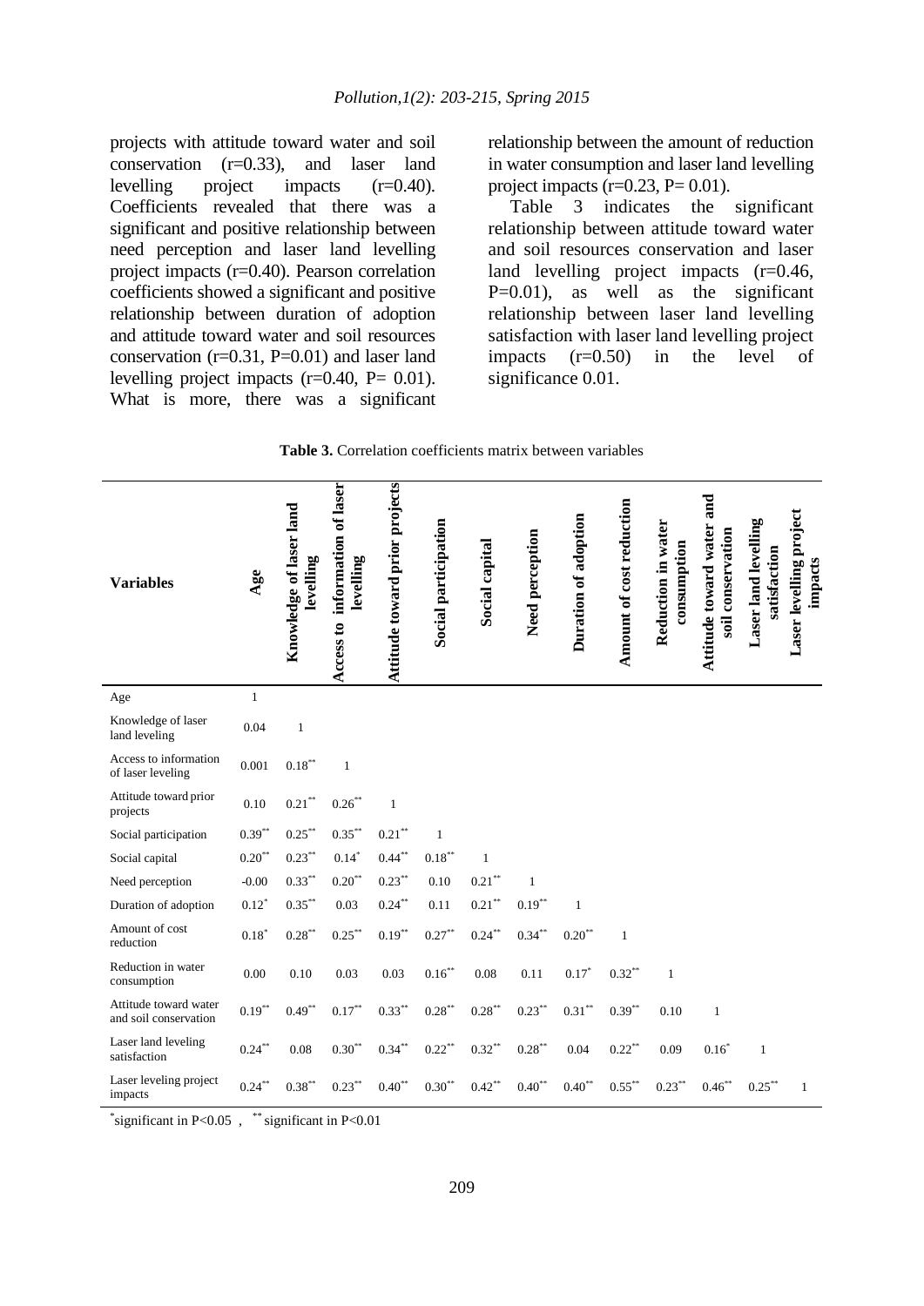projects with attitude toward water and soil conservation (r=0.33), and laser land levelling project impacts (r=0.40). Coefficients revealed that there was a significant and positive relationship between need perception and laser land levelling project impacts (r=0.40). Pearson correlation coefficients showed a significant and positive relationship between duration of adoption and attitude toward water and soil resources conservation (r=0.31, P=0.01) and laser land levelling project impacts (r=0.40, P= 0.01). What is more, there was a significant relationship between the amount of reduction in water consumption and laser land levelling project impacts (r=0.23, P= 0.01).

Table 3 indicates the significant relationship between attitude toward water and soil resources conservation and laser land levelling project impacts (r=0.46, P=0.01), as well as the significant relationship between laser land levelling satisfaction with laser land levelling project impacts (r=0.50) in the level of significance 0.01.

**Table 3.** Correlation coefficients matrix between variables

| Variables | Age | Knowledge of laser land levelling | Access to information of laser levelling | Attitude toward prior projects | Social participation | Social capital | Need perception | Duration of adoption | Amount of cost reduction | Reduction in water consumption | Attitude toward water and soil conservation | Laser land levelling satisfaction | Laser levelling project impacts |
|---|---|---|---|---|---|---|---|---|---|---|---|---|---|
| Age | 1 | | | | | | | | | | | | |
| Knowledge of laser land leveling | 0.04 | 1 | | | | | | | | | | | |
| Access to information of laser leveling | 0.001 | 0.18** | 1 | | | | | | | | | | |
| Attitude toward prior projects | 0.10 | 0.21** | 0.26** | 1 | | | | | | | | | |
| Social participation | 0.39** | 0.25** | 0.35** | 0.21** | 1 | | | | | | | | |
| Social capital | 0.20** | 0.23** | 0.14* | 0.44** | 0.18** | 1 | | | | | | | |
| Need perception | -0.00 | 0.33** | 0.20** | 0.23** | 0.10 | 0.21** | 1 | | | | | | |
| Duration of adoption | 0.12* | 0.35** | 0.03 | 0.24** | 0.11 | 0.21** | 0.19** | 1 | | | | | |
| Amount of cost reduction | 0.18* | 0.28** | 0.25** | 0.19** | 0.27** | 0.24** | 0.34** | 0.20** | 1 | | | | |
| Reduction in water consumption | 0.00 | 0.10 | 0.03 | 0.03 | 0.16** | 0.08 | 0.11 | 0.17* | 0.32** | 1 | | | |
| Attitude toward water and soil conservation | 0.19** | 0.49** | 0.17** | 0.33** | 0.28** | 0.28** | 0.23** | 0.31** | 0.39** | 0.10 | 1 | | |
| Laser land leveling satisfaction | 0.24** | 0.08 | 0.30** | 0.34** | 0.22** | 0.32** | 0.28** | 0.04 | 0.22** | 0.09 | 0.16* | 1 | |
| Laser leveling project impacts | 0.24** | 0.38** | 0.23** | 0.40** | 0.30** | 0.42** | 0.40** | 0.40** | 0.55** | 0.23** | 0.46** | 0.25** | 1 |

*significant in P<0.05 , ** significant in P<0.01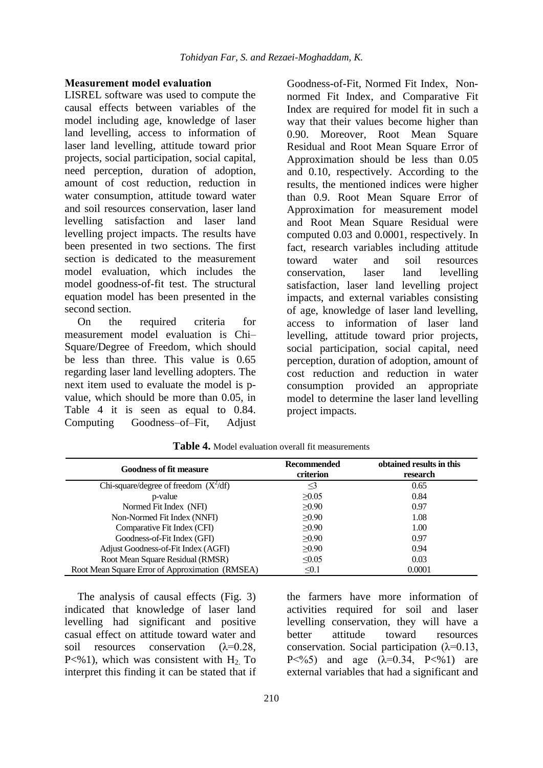### Measurement model evaluation

LISREL software was used to compute the causal effects between variables of the model including age, knowledge of laser land levelling, access to information of laser land levelling, attitude toward prior projects, social participation, social capital, need perception, duration of adoption, amount of cost reduction, reduction in water consumption, attitude toward water and soil resources conservation, laser land levelling satisfaction and laser land levelling project impacts. The results have been presented in two sections. The first section is dedicated to the measurement model evaluation, which includes the model goodness-of-fit test. The structural equation model has been presented in the second section.

On the required criteria for measurement model evaluation is Chi–Square/Degree of Freedom, which should be less than three. This value is 0.65 regarding laser land levelling adopters. The next item used to evaluate the model is p-value, which should be more than 0.05, in Table 4 it is seen as equal to 0.84. Computing Goodness–of–Fit, Adjust Goodness-of-Fit, Normed Fit Index, Non-normed Fit Index, and Comparative Fit Index are required for model fit in such a way that their values become higher than 0.90. Moreover, Root Mean Square Residual and Root Mean Square Error of Approximation should be less than 0.05 and 0.10, respectively. According to the results, the mentioned indices were higher than 0.9. Root Mean Square Error of Approximation for measurement model and Root Mean Square Residual were computed 0.03 and 0.0001, respectively. In fact, research variables including attitude toward water and soil resources conservation, laser land levelling satisfaction, laser land levelling project impacts, and external variables consisting of age, knowledge of laser land levelling, access to information of laser land levelling, attitude toward prior projects, social participation, social capital, need perception, duration of adoption, amount of cost reduction and reduction in water consumption provided an appropriate model to determine the laser land levelling project impacts.

**Table 4.** Model evaluation overall fit measurements

| Goodness of fit measure | Recommended criterion | obtained results in this research |
|---|---|---|
| Chi-square/degree of freedom ($X^2$/df) | ≤3 | 0.65 |
| p-value | ≥0.05 | 0.84 |
| Normed Fit Index (NFI) | ≥0.90 | 0.97 |
| Non-Normed Fit Index (NNFI) | ≥0.90 | 1.08 |
| Comparative Fit Index (CFI) | ≥0.90 | 1.00 |
| Goodness-of-Fit Index (GFI) | ≥0.90 | 0.97 |
| Adjust Goodness-of-Fit Index (AGFI) | ≥0.90 | 0.94 |
| Root Mean Square Residual (RMSR) | ≤0.05 | 0.03 |
| Root Mean Square Error of Approximation (RMSEA) | ≤0.1 | 0.0001 |

The analysis of causal effects (Fig. 3) indicated that knowledge of laser land levelling had significant and positive casual effect on attitude toward water and soil resources conservation (λ=0.28, P<%1), which was consistent with $H_2$. To interpret this finding it can be stated that if the farmers have more information of activities required for soil and laser levelling conservation, they will have a better attitude toward resources conservation. Social participation (λ=0.13, P<%5) and age (λ=0.34, P<%1) are external variables that had a significant and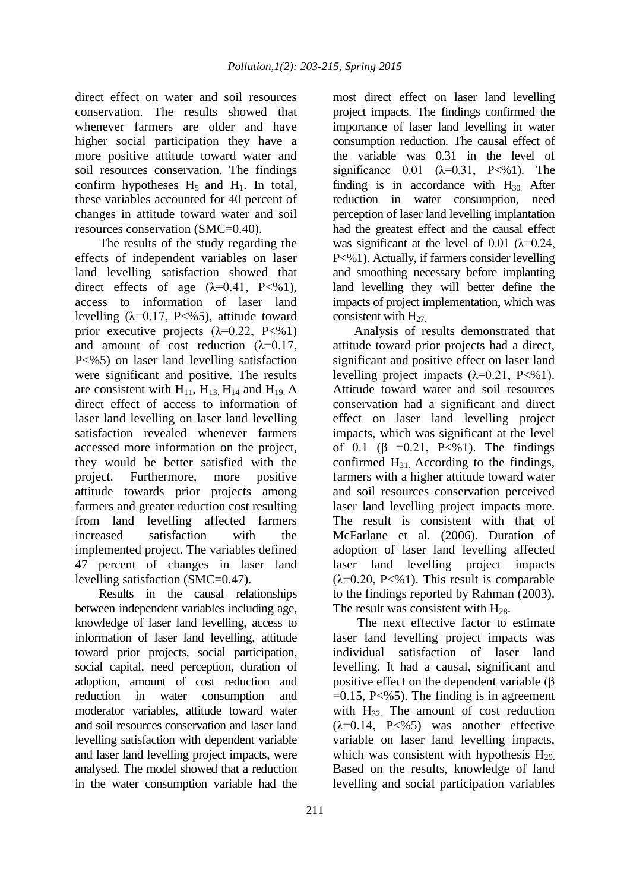direct effect on water and soil resources conservation. The results showed that whenever farmers are older and have higher social participation they have a more positive attitude toward water and soil resources conservation. The findings confirm hypotheses $H_5$ and $H_1$. In total, these variables accounted for 40 percent of changes in attitude toward water and soil resources conservation (SMC=0.40).

The results of the study regarding the effects of independent variables on laser land levelling satisfaction showed that direct effects of age ($\lambda$=0.41, P<%1), access to information of laser land levelling ($\lambda$=0.17, P<%5), attitude toward prior executive projects ($\lambda$=0.22, P<%1) and amount of cost reduction ($\lambda$=0.17, P<%5) on laser land levelling satisfaction were significant and positive. The results are consistent with $H_{11}$, $H_{13}$, $H_{14}$ and $H_{19}$. A direct effect of access to information of laser land levelling on laser land levelling satisfaction revealed whenever farmers accessed more information on the project, they would be better satisfied with the project. Furthermore, more positive attitude towards prior projects among farmers and greater reduction cost resulting from land levelling affected farmers increased satisfaction with the implemented project. The variables defined 47 percent of changes in laser land levelling satisfaction (SMC=0.47).

Results in the causal relationships between independent variables including age, knowledge of laser land levelling, access to information of laser land levelling, attitude toward prior projects, social participation, social capital, need perception, duration of adoption, amount of cost reduction and reduction in water consumption and moderator variables, attitude toward water and soil resources conservation and laser land levelling satisfaction with dependent variable and laser land levelling project impacts, were analysed. The model showed that a reduction in the water consumption variable had the most direct effect on laser land levelling project impacts. The findings confirmed the importance of laser land levelling in water consumption reduction. The causal effect of the variable was 0.31 in the level of significance 0.01 ($\lambda$=0.31, P<%1). The finding is in accordance with $H_{30}$. After reduction in water consumption, need perception of laser land levelling implantation had the greatest effect and the causal effect was significant at the level of 0.01 ($\lambda$=0.24, P<%1). Actually, if farmers consider levelling and smoothing necessary before implanting land levelling they will better define the impacts of project implementation, which was consistent with $H_{27}$.

Analysis of results demonstrated that attitude toward prior projects had a direct, significant and positive effect on laser land levelling project impacts ($\lambda$=0.21, P<%1). Attitude toward water and soil resources conservation had a significant and direct effect on laser land levelling project impacts, which was significant at the level of 0.1 ($\beta$ =0.21, P<%1). The findings confirmed $H_{31}$. According to the findings, farmers with a higher attitude toward water and soil resources conservation perceived laser land levelling project impacts more. The result is consistent with that of McFarlane et al. (2006). Duration of adoption of laser land levelling affected laser land levelling project impacts ($\lambda$=0.20, P<%1). This result is comparable to the findings reported by Rahman (2003). The result was consistent with $H_{28}$.

The next effective factor to estimate laser land levelling project impacts was individual satisfaction of laser land levelling. It had a causal, significant and positive effect on the dependent variable ($\beta$ =0.15, P<%5). The finding is in agreement with $H_{32}$. The amount of cost reduction ($\lambda$=0.14, P<%5) was another effective variable on laser land levelling impacts, which was consistent with hypothesis $H_{29}$. Based on the results, knowledge of land levelling and social participation variables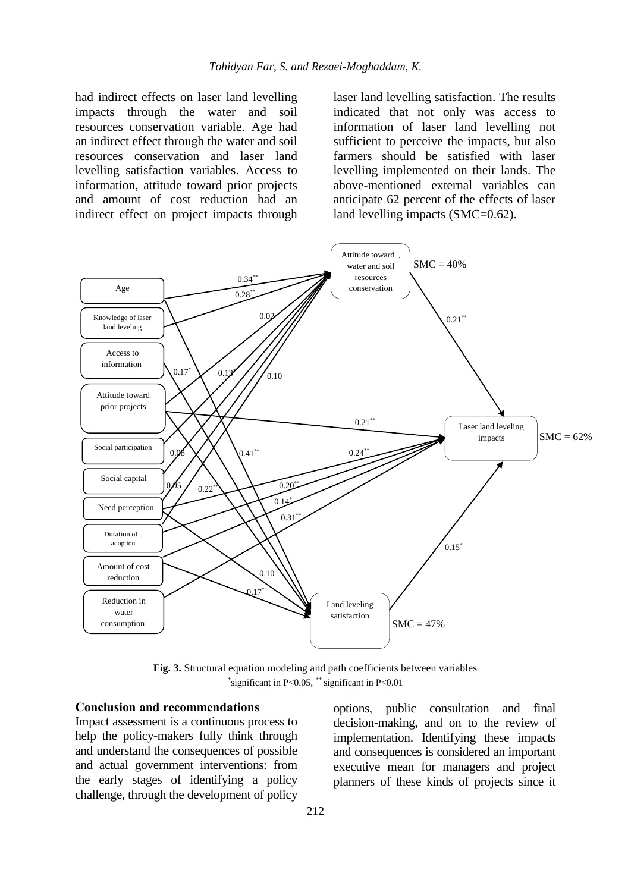had indirect effects on laser land levelling impacts through the water and soil resources conservation variable. Age had an indirect effect through the water and soil resources conservation and laser land levelling satisfaction variables. Access to information, attitude toward prior projects and amount of cost reduction had an indirect effect on project impacts through laser land levelling satisfaction. The results indicated that not only was access to information of laser land levelling not sufficient to perceive the impacts, but also farmers should be satisfied with laser levelling implemented on their lands. The above-mentioned external variables can anticipate 62 percent of the effects of laser land levelling impacts (SMC=0.62).

**Fig. 3.** Structural equation modeling and path coefficients between variables
\*significant in P<0.05, \*\* significant in P<0.01

## Conclusion and recommendations

Impact assessment is a continuous process to help the policy-makers fully think through and understand the consequences of possible and actual government interventions: from the early stages of identifying a policy challenge, through the development of policy options, public consultation and final decision-making, and on to the review of implementation. Identifying these impacts and consequences is considered an important executive mean for managers and project planners of these kinds of projects since it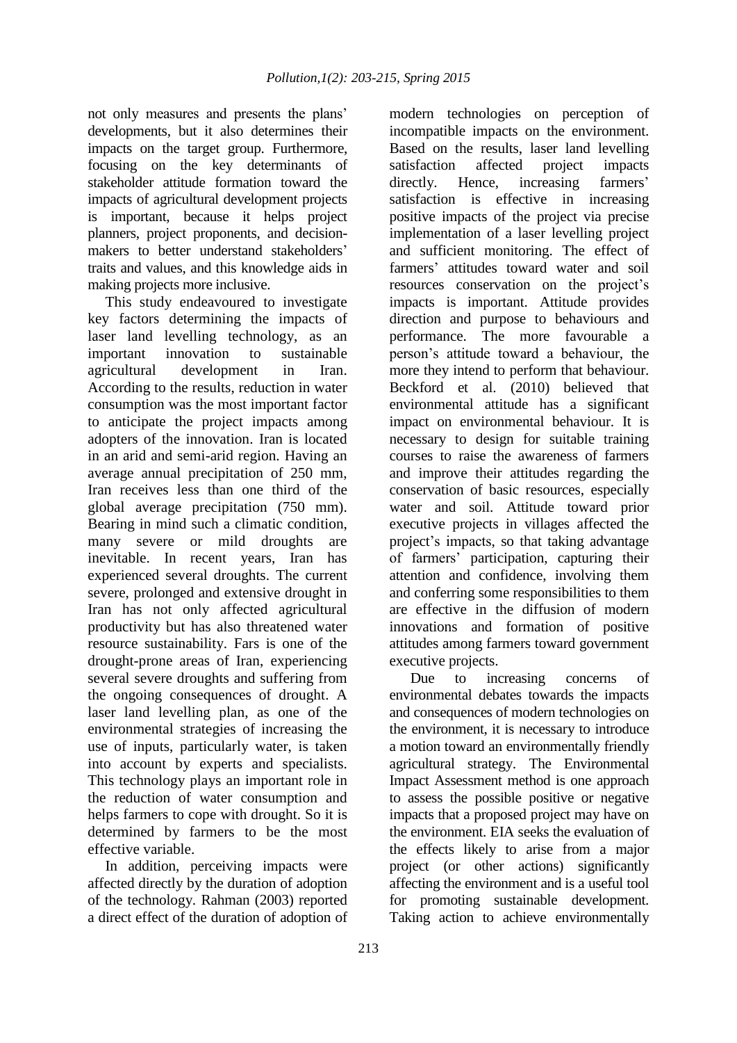not only measures and presents the plans' developments, but it also determines their impacts on the target group. Furthermore, focusing on the key determinants of stakeholder attitude formation toward the impacts of agricultural development projects is important, because it helps project planners, project proponents, and decision-makers to better understand stakeholders' traits and values, and this knowledge aids in making projects more inclusive.

This study endeavoured to investigate key factors determining the impacts of laser land levelling technology, as an important innovation to sustainable agricultural development in Iran. According to the results, reduction in water consumption was the most important factor to anticipate the project impacts among adopters of the innovation. Iran is located in an arid and semi-arid region. Having an average annual precipitation of 250 mm, Iran receives less than one third of the global average precipitation (750 mm). Bearing in mind such a climatic condition, many severe or mild droughts are inevitable. In recent years, Iran has experienced several droughts. The current severe, prolonged and extensive drought in Iran has not only affected agricultural productivity but has also threatened water resource sustainability. Fars is one of the drought-prone areas of Iran, experiencing several severe droughts and suffering from the ongoing consequences of drought. A laser land levelling plan, as one of the environmental strategies of increasing the use of inputs, particularly water, is taken into account by experts and specialists. This technology plays an important role in the reduction of water consumption and helps farmers to cope with drought. So it is determined by farmers to be the most effective variable.

In addition, perceiving impacts were affected directly by the duration of adoption of the technology. Rahman (2003) reported a direct effect of the duration of adoption of modern technologies on perception of incompatible impacts on the environment. Based on the results, laser land levelling satisfaction affected project impacts directly. Hence, increasing farmers' satisfaction is effective in increasing positive impacts of the project via precise implementation of a laser levelling project and sufficient monitoring. The effect of farmers' attitudes toward water and soil resources conservation on the project's impacts is important. Attitude provides direction and purpose to behaviours and performance. The more favourable a person's attitude toward a behaviour, the more they intend to perform that behaviour. Beckford et al. (2010) believed that environmental attitude has a significant impact on environmental behaviour. It is necessary to design for suitable training courses to raise the awareness of farmers and improve their attitudes regarding the conservation of basic resources, especially water and soil. Attitude toward prior executive projects in villages affected the project's impacts, so that taking advantage of farmers' participation, capturing their attention and confidence, involving them and conferring some responsibilities to them are effective in the diffusion of modern innovations and formation of positive attitudes among farmers toward government executive projects.

Due to increasing concerns of environmental debates towards the impacts and consequences of modern technologies on the environment, it is necessary to introduce a motion toward an environmentally friendly agricultural strategy. The Environmental Impact Assessment method is one approach to assess the possible positive or negative impacts that a proposed project may have on the environment. EIA seeks the evaluation of the effects likely to arise from a major project (or other actions) significantly affecting the environment and is a useful tool for promoting sustainable development. Taking action to achieve environmentally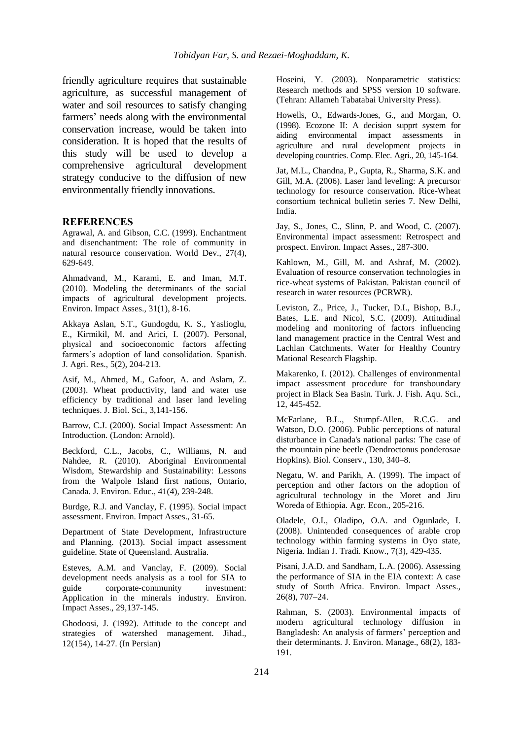friendly agriculture requires that sustainable agriculture, as successful management of water and soil resources to satisfy changing farmers' needs along with the environmental conservation increase, would be taken into consideration. It is hoped that the results of this study will be used to develop a comprehensive agricultural development strategy conducive to the diffusion of new environmentally friendly innovations.

## REFERENCES

Agrawal, A. and Gibson, C.C. (1999). Enchantment and disenchantment: The role of community in natural resource conservation. World Dev., 27(4), 629-649.

Ahmadvand, M., Karami, E. and Iman, M.T. (2010). Modeling the determinants of the social impacts of agricultural development projects. Environ. Impact Asses., 31(1), 8-16.

Akkaya Aslan, S.T., Gundogdu, K. S., Yaslioglu, E., Kirmikil, M. and Arici, I. (2007). Personal, physical and socioeconomic factors affecting farmers's adoption of land consolidation. Spanish. J. Agri. Res., 5(2), 204-213.

Asif, M., Ahmed, M., Gafoor, A. and Aslam, Z. (2003). Wheat productivity, land and water use efficiency by traditional and laser land leveling techniques. J. Biol. Sci., 3,141-156.

Barrow, C.J. (2000). Social Impact Assessment: An Introduction. (London: Arnold).

Beckford, C.L., Jacobs, C., Williams, N. and Nahdee, R. (2010). Aboriginal Environmental Wisdom, Stewardship and Sustainability: Lessons from the Walpole Island first nations, Ontario, Canada. J. Environ. Educ., 41(4), 239-248.

Burdge, R.J. and Vanclay, F. (1995). Social impact assessment. Environ. Impact Asses., 31-65.

Department of State Development, Infrastructure and Planning. (2013). Social impact assessment guideline. State of Queensland. Australia.

Esteves, A.M. and Vanclay, F. (2009). Social development needs analysis as a tool for SIA to guide corporate-community investment: Application in the minerals industry. Environ. Impact Asses., 29,137-145.

Ghodoosi, J. (1992). Attitude to the concept and strategies of watershed management. Jihad., 12(154), 14-27. (In Persian)

Hoseini, Y. (2003). Nonparametric statistics: Research methods and SPSS version 10 software. (Tehran: Allameh Tabatabai University Press).

Howells, O., Edwards-Jones, G., and Morgan, O. (1998). Ecozone II: A decision supprt system for aiding environmental impact assessments in agriculture and rural development projects in developing countries. Comp. Elec. Agri., 20, 145-164.

Jat, M.L., Chandna, P., Gupta, R., Sharma, S.K. and Gill, M.A. (2006). Laser land leveling: A precursor technology for resource conservation. Rice-Wheat consortium technical bulletin series 7. New Delhi, India.

Jay, S., Jones, C., Slinn, P. and Wood, C. (2007). Environmental impact assessment: Retrospect and prospect. Environ. Impact Asses., 287-300.

Kahlown, M., Gill, M. and Ashraf, M. (2002). Evaluation of resource conservation technologies in rice-wheat systems of Pakistan. Pakistan council of research in water resources (PCRWR).

Leviston, Z., Price, J., Tucker, D.I., Bishop, B.J., Bates, L.E. and Nicol, S.C. (2009). Attitudinal modeling and monitoring of factors influencing land management practice in the Central West and Lachlan Catchments. Water for Healthy Country Mational Research Flagship.

Makarenko, I. (2012). Challenges of environmental impact assessment procedure for transboundary project in Black Sea Basin. Turk. J. Fish. Aqu. Sci., 12, 445-452.

McFarlane, B.L., Stumpf-Allen, R.C.G. and Watson, D.O. (2006). Public perceptions of natural disturbance in Canada's national parks: The case of the mountain pine beetle (Dendroctonus ponderosae Hopkins). Biol. Conserv., 130, 340–8.

Negatu, W. and Parikh, A. (1999). The impact of perception and other factors on the adoption of agricultural technology in the Moret and Jiru Woreda of Ethiopia. Agr. Econ., 205-216.

Oladele, O.I., Oladipo, O.A. and Ogunlade, I. (2008). Unintended consequences of arable crop technology within farming systems in Oyo state, Nigeria. Indian J. Tradi. Know., 7(3), 429-435.

Pisani, J.A.D. and Sandham, L.A. (2006). Assessing the performance of SIA in the EIA context: A case study of South Africa. Environ. Impact Asses., 26(8), 707–24.

Rahman, S. (2003). Environmental impacts of modern agricultural technology diffusion in Bangladesh: An analysis of farmers' perception and their determinants. J. Environ. Manage., 68(2), 183-191.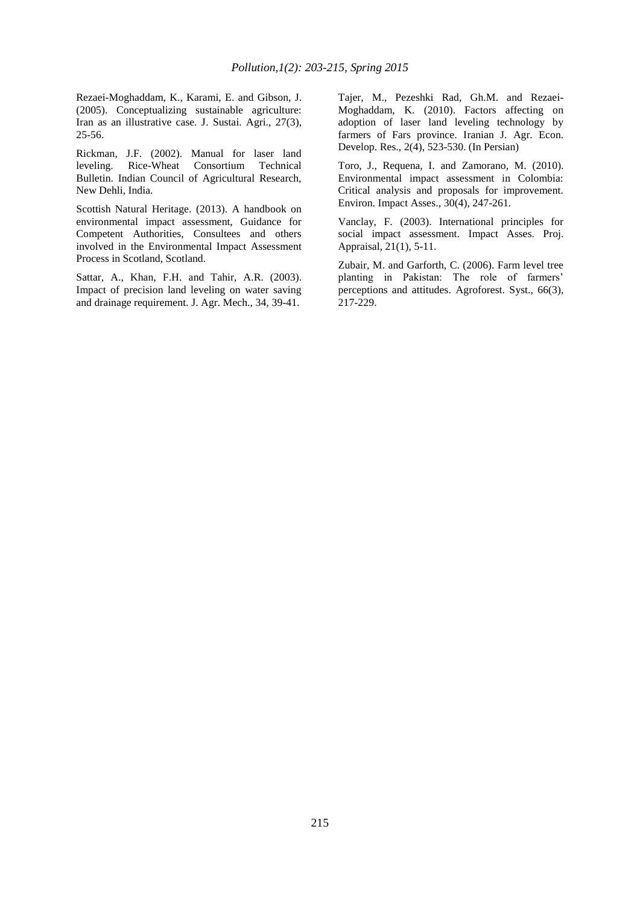Rezaei-Moghaddam, K., Karami, E. and Gibson, J. (2005). Conceptualizing sustainable agriculture: Iran as an illustrative case. J. Sustai. Agri., 27(3), 25-56.

Rickman, J.F. (2002). Manual for laser land leveling. Rice-Wheat Consortium Technical Bulletin. Indian Council of Agricultural Research, New Dehli, India.

Scottish Natural Heritage. (2013). A handbook on environmental impact assessment, Guidance for Competent Authorities, Consultees and others involved in the Environmental Impact Assessment Process in Scotland, Scotland.

Sattar, A., Khan, F.H. and Tahir, A.R. (2003). Impact of precision land leveling on water saving and drainage requirement. J. Agr. Mech., 34, 39-41.

Tajer, M., Pezeshki Rad, Gh.M. and Rezaei-Moghaddam, K. (2010). Factors affecting on adoption of laser land leveling technology by farmers of Fars province. Iranian J. Agr. Econ. Develop. Res., 2(4), 523-530. (In Persian)

Toro, J., Requena, I. and Zamorano, M. (2010). Environmental impact assessment in Colombia: Critical analysis and proposals for improvement. Environ. Impact Asses., 30(4), 247-261.

Vanclay, F. (2003). International principles for social impact assessment. Impact Asses. Proj. Appraisal, 21(1), 5-11.

Zubair, M. and Garforth, C. (2006). Farm level tree planting in Pakistan: The role of farmers' perceptions and attitudes. Agroforest. Syst., 66(3), 217-229.